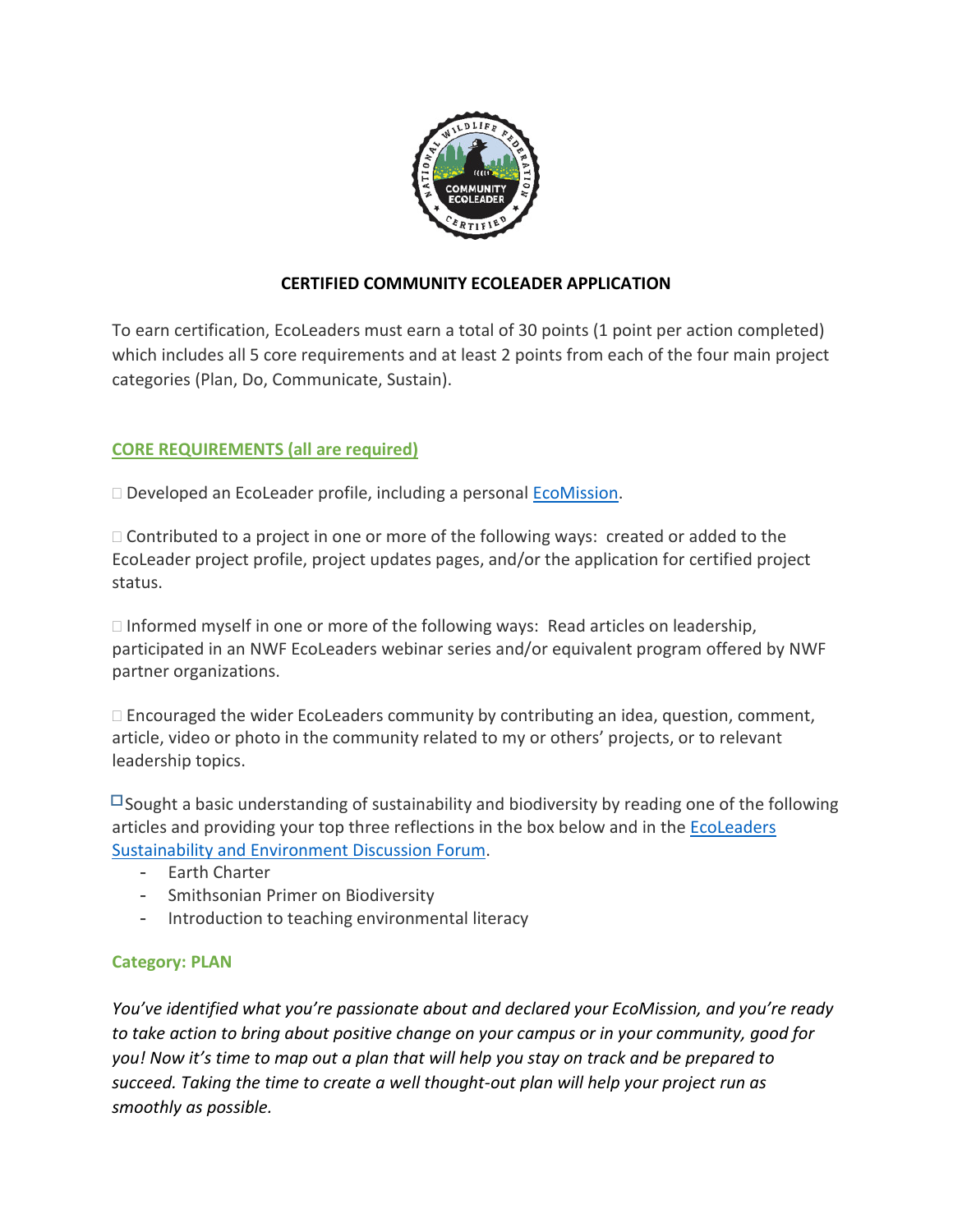## CERTIFIED COMMUNITY ECOLEADER APPLICATION

To earn certification, EcoLeaders must earn a total of 30 points (1 point per action completed) which includes all 5 core requirements and at least 2 points from each of the four main project categories (Plan, Do, Communicate, Sustain).

### CORE REQUIREMENTS (all are required)

☐ Developed an EcoLeader profile, including a personal EcoMission.

☐ Contributed to a project in one or more of the following ways: created or added to the EcoLeader project profile, project updates pages, and/or the application for certified project status.

☐ Informed myself in one or more of the following ways: Read articles on leadership, participated in an NWF EcoLeaders webinar series and/or equivalent program offered by NWF partner organizations.

☐ Encouraged the wider EcoLeaders community by contributing an idea, question, comment, article, video or photo in the community related to my or others' projects, or to relevant leadership topics.

☐ Sought a basic understanding of sustainability and biodiversity by reading one of the following articles and providing your top three reflections in the box below and in the EcoLeaders Sustainability and Environment Discussion Forum.

- Earth Charter
- Smithsonian Primer on Biodiversity
- Introduction to teaching environmental literacy

### Category: PLAN

*You've identified what you're passionate about and declared your EcoMission, and you're ready to take action to bring about positive change on your campus or in your community, good for you! Now it's time to map out a plan that will help you stay on track and be prepared to succeed. Taking the time to create a well thought-out plan will help your project run as smoothly as possible.*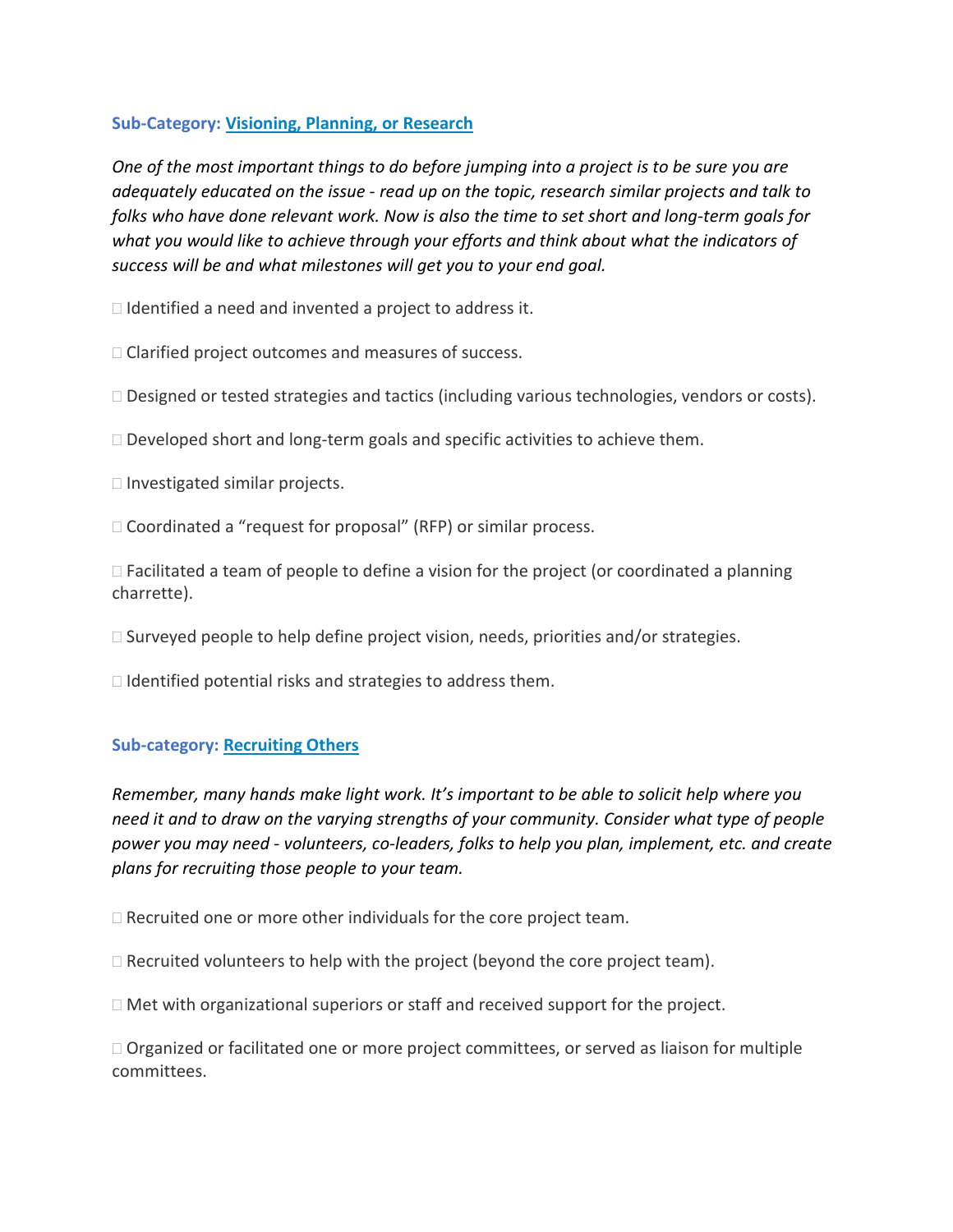### Sub-Category: [Visioning, Planning, or Research]

*One of the most important things to do before jumping into a project is to be sure you are adequately educated on the issue - read up on the topic, research similar projects and talk to folks who have done relevant work. Now is also the time to set short and long-term goals for what you would like to achieve through your efforts and think about what the indicators of success will be and what milestones will get you to your end goal.*

- [ ] Identified a need and invented a project to address it.
- [ ] Clarified project outcomes and measures of success.
- [ ] Designed or tested strategies and tactics (including various technologies, vendors or costs).
- [ ] Developed short and long-term goals and specific activities to achieve them.
- [ ] Investigated similar projects.
- [ ] Coordinated a "request for proposal" (RFP) or similar process.
- [ ] Facilitated a team of people to define a vision for the project (or coordinated a planning charrette).
- [ ] Surveyed people to help define project vision, needs, priorities and/or strategies.
- [ ] Identified potential risks and strategies to address them.

### Sub-category: [Recruiting Others]

*Remember, many hands make light work. It's important to be able to solicit help where you need it and to draw on the varying strengths of your community. Consider what type of people power you may need - volunteers, co-leaders, folks to help you plan, implement, etc. and create plans for recruiting those people to your team.*

- [ ] Recruited one or more other individuals for the core project team.
- [ ] Recruited volunteers to help with the project (beyond the core project team).
- [ ] Met with organizational superiors or staff and received support for the project.
- [ ] Organized or facilitated one or more project committees, or served as liaison for multiple committees.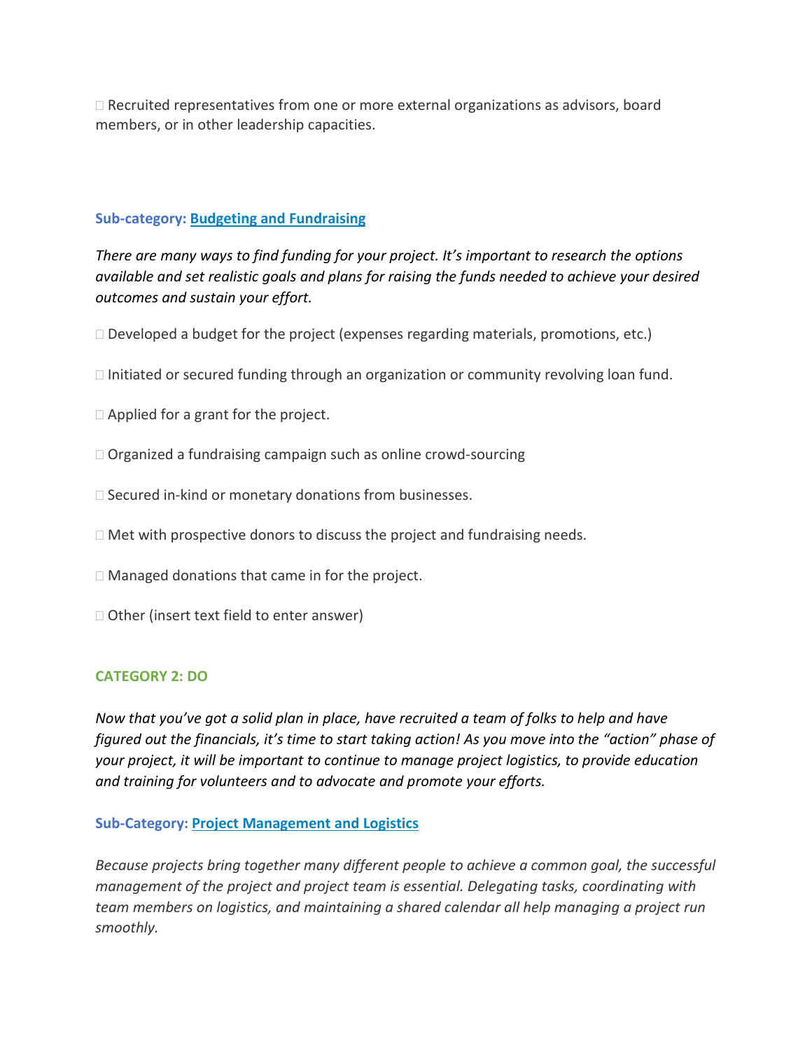☐ Recruited representatives from one or more external organizations as advisors, board members, or in other leadership capacities.

### Sub-category: [Budgeting and Fundraising]

*There are many ways to find funding for your project. It's important to research the options available and set realistic goals and plans for raising the funds needed to achieve your desired outcomes and sustain your effort.*

☐ Developed a budget for the project (expenses regarding materials, promotions, etc.)

☐ Initiated or secured funding through an organization or community revolving loan fund.

☐ Applied for a grant for the project.

☐ Organized a fundraising campaign such as online crowd-sourcing

☐ Secured in-kind or monetary donations from businesses.

☐ Met with prospective donors to discuss the project and fundraising needs.

☐ Managed donations that came in for the project.

☐ Other (insert text field to enter answer)

## CATEGORY 2: DO

*Now that you've got a solid plan in place, have recruited a team of folks to help and have figured out the financials, it's time to start taking action! As you move into the "action" phase of your project, it will be important to continue to manage project logistics, to provide education and training for volunteers and to advocate and promote your efforts.*

### Sub-Category: [Project Management and Logistics]

*Because projects bring together many different people to achieve a common goal, the successful management of the project and project team is essential. Delegating tasks, coordinating with team members on logistics, and maintaining a shared calendar all help managing a project run smoothly.*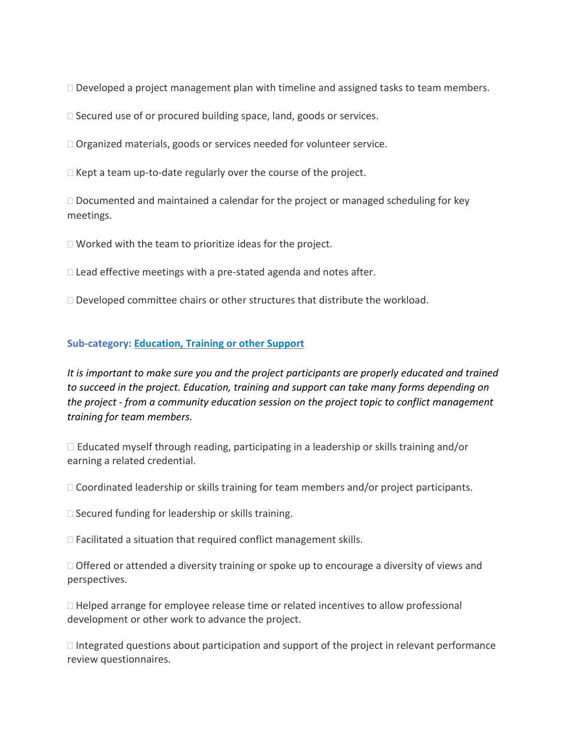- Developed a project management plan with timeline and assigned tasks to team members.

- Secured use of or procured building space, land, goods or services.

- Organized materials, goods or services needed for volunteer service.

- Kept a team up-to-date regularly over the course of the project.

- Documented and maintained a calendar for the project or managed scheduling for key meetings.

- Worked with the team to prioritize ideas for the project.

- Lead effective meetings with a pre-stated agenda and notes after.

- Developed committee chairs or other structures that distribute the workload.

### Sub-category: Education, Training or other Support

*It is important to make sure you and the project participants are properly educated and trained to succeed in the project. Education, training and support can take many forms depending on the project - from a community education session on the project topic to conflict management training for team members.*

- Educated myself through reading, participating in a leadership or skills training and/or earning a related credential.

- Coordinated leadership or skills training for team members and/or project participants.

- Secured funding for leadership or skills training.

- Facilitated a situation that required conflict management skills.

- Offered or attended a diversity training or spoke up to encourage a diversity of views and perspectives.

- Helped arrange for employee release time or related incentives to allow professional development or other work to advance the project.

- Integrated questions about participation and support of the project in relevant performance review questionnaires.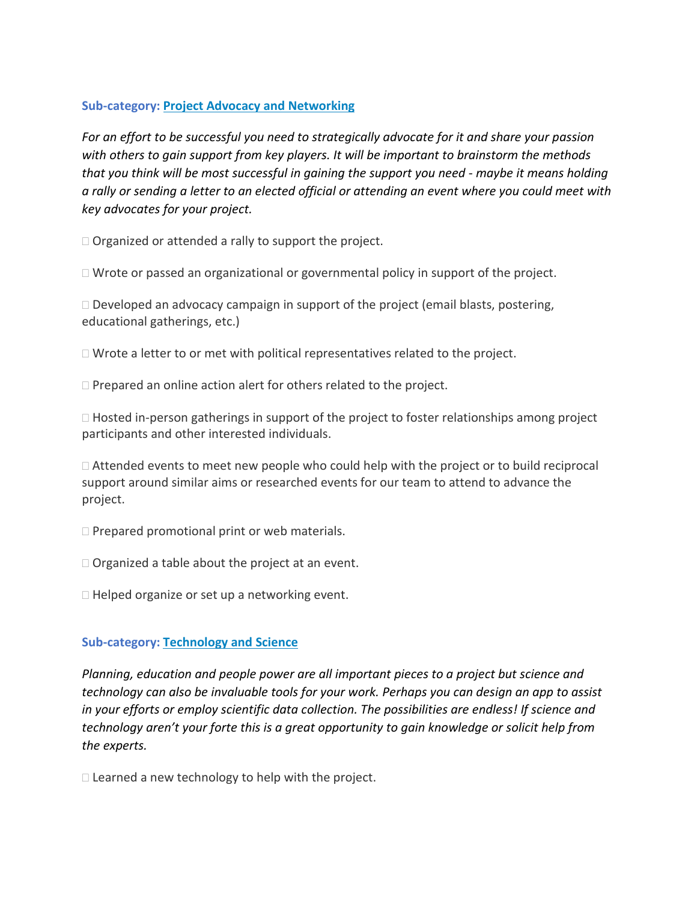**Sub-category: Project Advocacy and Networking**

*For an effort to be successful you need to strategically advocate for it and share your passion with others to gain support from key players. It will be important to brainstorm the methods that you think will be most successful in gaining the support you need - maybe it means holding a rally or sending a letter to an elected official or attending an event where you could meet with key advocates for your project.*

- [ ] Organized or attended a rally to support the project.
- [ ] Wrote or passed an organizational or governmental policy in support of the project.
- [ ] Developed an advocacy campaign in support of the project (email blasts, postering, educational gatherings, etc.)
- [ ] Wrote a letter to or met with political representatives related to the project.
- [ ] Prepared an online action alert for others related to the project.
- [ ] Hosted in-person gatherings in support of the project to foster relationships among project participants and other interested individuals.
- [ ] Attended events to meet new people who could help with the project or to build reciprocal support around similar aims or researched events for our team to attend to advance the project.
- [ ] Prepared promotional print or web materials.
- [ ] Organized a table about the project at an event.
- [ ] Helped organize or set up a networking event.

**Sub-category: Technology and Science**

*Planning, education and people power are all important pieces to a project but science and technology can also be invaluable tools for your work. Perhaps you can design an app to assist in your efforts or employ scientific data collection. The possibilities are endless! If science and technology aren't your forte this is a great opportunity to gain knowledge or solicit help from the experts.*

- [ ] Learned a new technology to help with the project.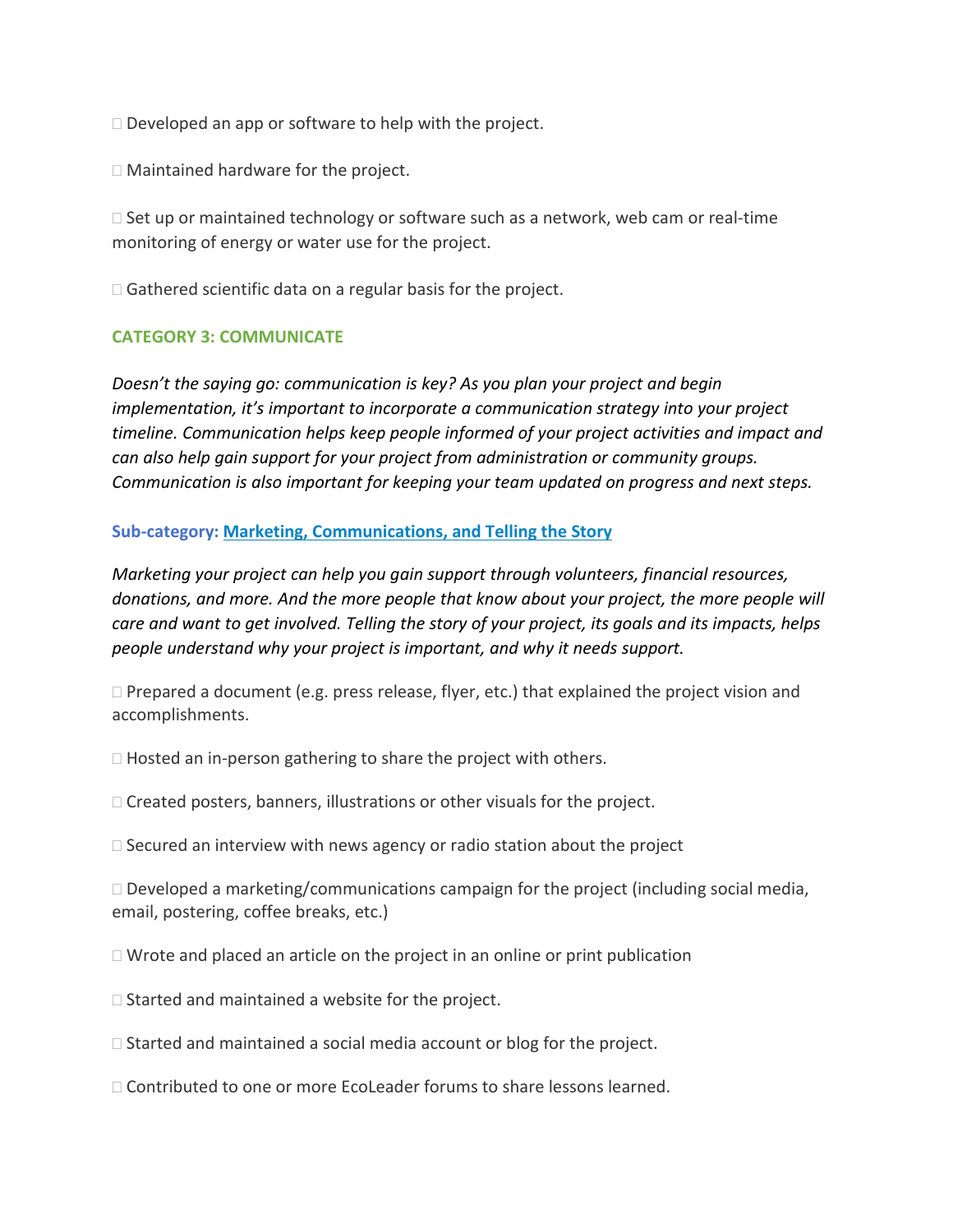- ☐ Developed an app or software to help with the project.
- ☐ Maintained hardware for the project.
- ☐ Set up or maintained technology or software such as a network, web cam or real-time monitoring of energy or water use for the project.
- ☐ Gathered scientific data on a regular basis for the project.

## CATEGORY 3: COMMUNICATE

*Doesn't the saying go: communication is key? As you plan your project and begin implementation, it's important to incorporate a communication strategy into your project timeline. Communication helps keep people informed of your project activities and impact and can also help gain support for your project from administration or community groups. Communication is also important for keeping your team updated on progress and next steps.*

### Sub-category: Marketing, Communications, and Telling the Story

*Marketing your project can help you gain support through volunteers, financial resources, donations, and more. And the more people that know about your project, the more people will care and want to get involved. Telling the story of your project, its goals and its impacts, helps people understand why your project is important, and why it needs support.*

- ☐ Prepared a document (e.g. press release, flyer, etc.) that explained the project vision and accomplishments.
- ☐ Hosted an in-person gathering to share the project with others.
- ☐ Created posters, banners, illustrations or other visuals for the project.
- ☐ Secured an interview with news agency or radio station about the project
- ☐ Developed a marketing/communications campaign for the project (including social media, email, postering, coffee breaks, etc.)
- ☐ Wrote and placed an article on the project in an online or print publication
- ☐ Started and maintained a website for the project.
- ☐ Started and maintained a social media account or blog for the project.
- ☐ Contributed to one or more EcoLeader forums to share lessons learned.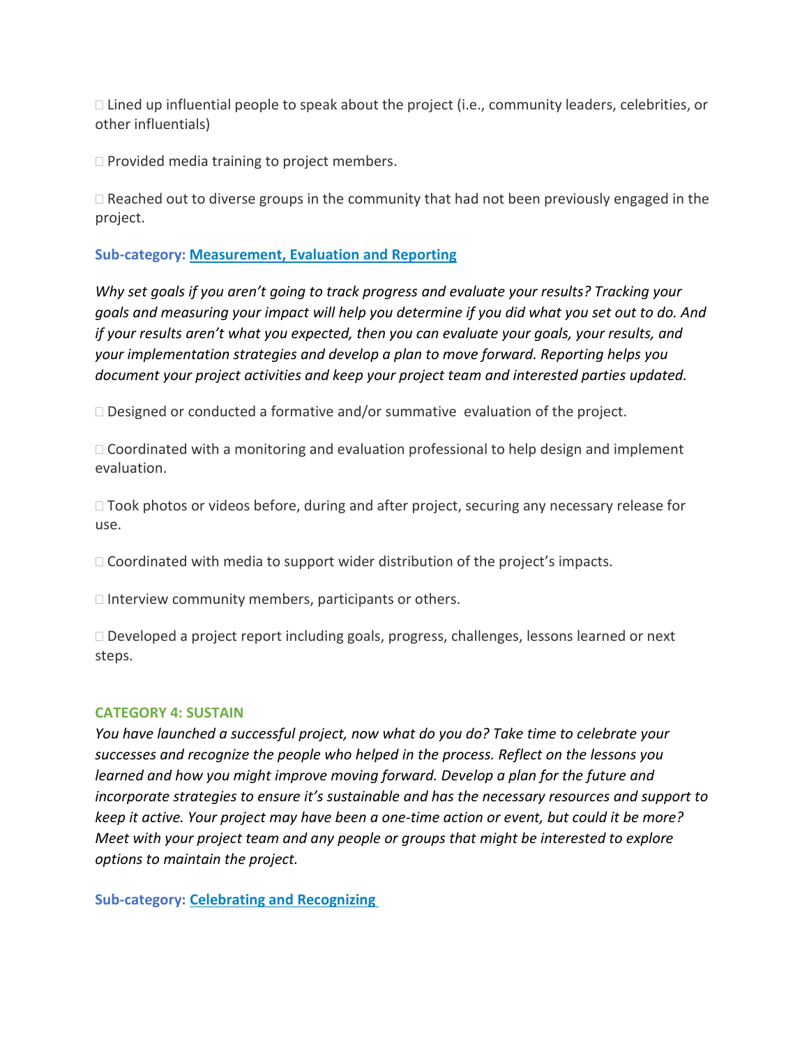□ Lined up influential people to speak about the project (i.e., community leaders, celebrities, or other influentials)

□ Provided media training to project members.

□ Reached out to diverse groups in the community that had not been previously engaged in the project.

**Sub-category: Measurement, Evaluation and Reporting**

*Why set goals if you aren't going to track progress and evaluate your results? Tracking your goals and measuring your impact will help you determine if you did what you set out to do. And if your results aren't what you expected, then you can evaluate your goals, your results, and your implementation strategies and develop a plan to move forward. Reporting helps you document your project activities and keep your project team and interested parties updated.*

□ Designed or conducted a formative and/or summative evaluation of the project.

□ Coordinated with a monitoring and evaluation professional to help design and implement evaluation.

□ Took photos or videos before, during and after project, securing any necessary release for use.

□ Coordinated with media to support wider distribution of the project's impacts.

□ Interview community members, participants or others.

□ Developed a project report including goals, progress, challenges, lessons learned or next steps.

## CATEGORY 4: SUSTAIN

*You have launched a successful project, now what do you do? Take time to celebrate your successes and recognize the people who helped in the process. Reflect on the lessons you learned and how you might improve moving forward. Develop a plan for the future and incorporate strategies to ensure it's sustainable and has the necessary resources and support to keep it active. Your project may have been a one-time action or event, but could it be more? Meet with your project team and any people or groups that might be interested to explore options to maintain the project.*

**Sub-category: Celebrating and Recognizing**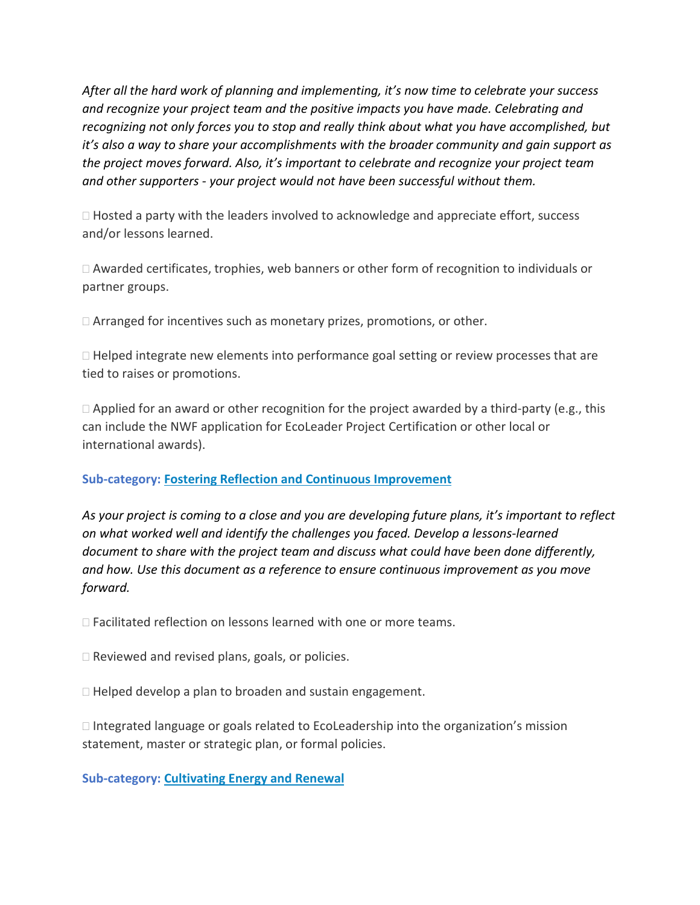*After all the hard work of planning and implementing, it's now time to celebrate your success and recognize your project team and the positive impacts you have made. Celebrating and recognizing not only forces you to stop and really think about what you have accomplished, but it's also a way to share your accomplishments with the broader community and gain support as the project moves forward. Also, it's important to celebrate and recognize your project team and other supporters - your project would not have been successful without them.*

- [ ] Hosted a party with the leaders involved to acknowledge and appreciate effort, success and/or lessons learned.

- [ ] Awarded certificates, trophies, web banners or other form of recognition to individuals or partner groups.

- [ ] Arranged for incentives such as monetary prizes, promotions, or other.

- [ ] Helped integrate new elements into performance goal setting or review processes that are tied to raises or promotions.

- [ ] Applied for an award or other recognition for the project awarded by a third-party (e.g., this can include the NWF application for EcoLeader Project Certification or other local or international awards).

### Sub-category: Fostering Reflection and Continuous Improvement

*As your project is coming to a close and you are developing future plans, it's important to reflect on what worked well and identify the challenges you faced. Develop a lessons-learned document to share with the project team and discuss what could have been done differently, and how. Use this document as a reference to ensure continuous improvement as you move forward.*

- [ ] Facilitated reflection on lessons learned with one or more teams.

- [ ] Reviewed and revised plans, goals, or policies.

- [ ] Helped develop a plan to broaden and sustain engagement.

- [ ] Integrated language or goals related to EcoLeadership into the organization's mission statement, master or strategic plan, or formal policies.

### Sub-category: Cultivating Energy and Renewal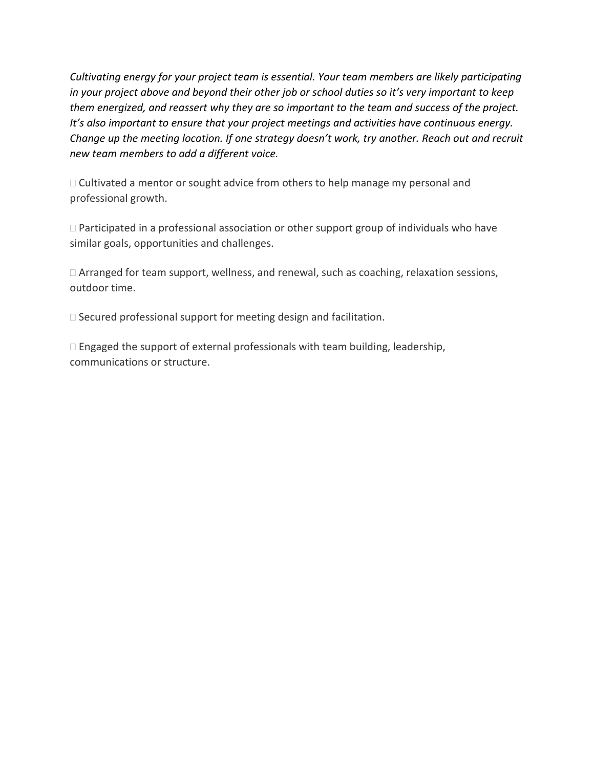*Cultivating energy for your project team is essential. Your team members are likely participating in your project above and beyond their other job or school duties so it's very important to keep them energized, and reassert why they are so important to the team and success of the project. It's also important to ensure that your project meetings and activities have continuous energy. Change up the meeting location. If one strategy doesn't work, try another. Reach out and recruit new team members to add a different voice.*

- ☐ Cultivated a mentor or sought advice from others to help manage my personal and professional growth.

- ☐ Participated in a professional association or other support group of individuals who have similar goals, opportunities and challenges.

- ☐ Arranged for team support, wellness, and renewal, such as coaching, relaxation sessions, outdoor time.

- ☐ Secured professional support for meeting design and facilitation.

- ☐ Engaged the support of external professionals with team building, leadership, communications or structure.